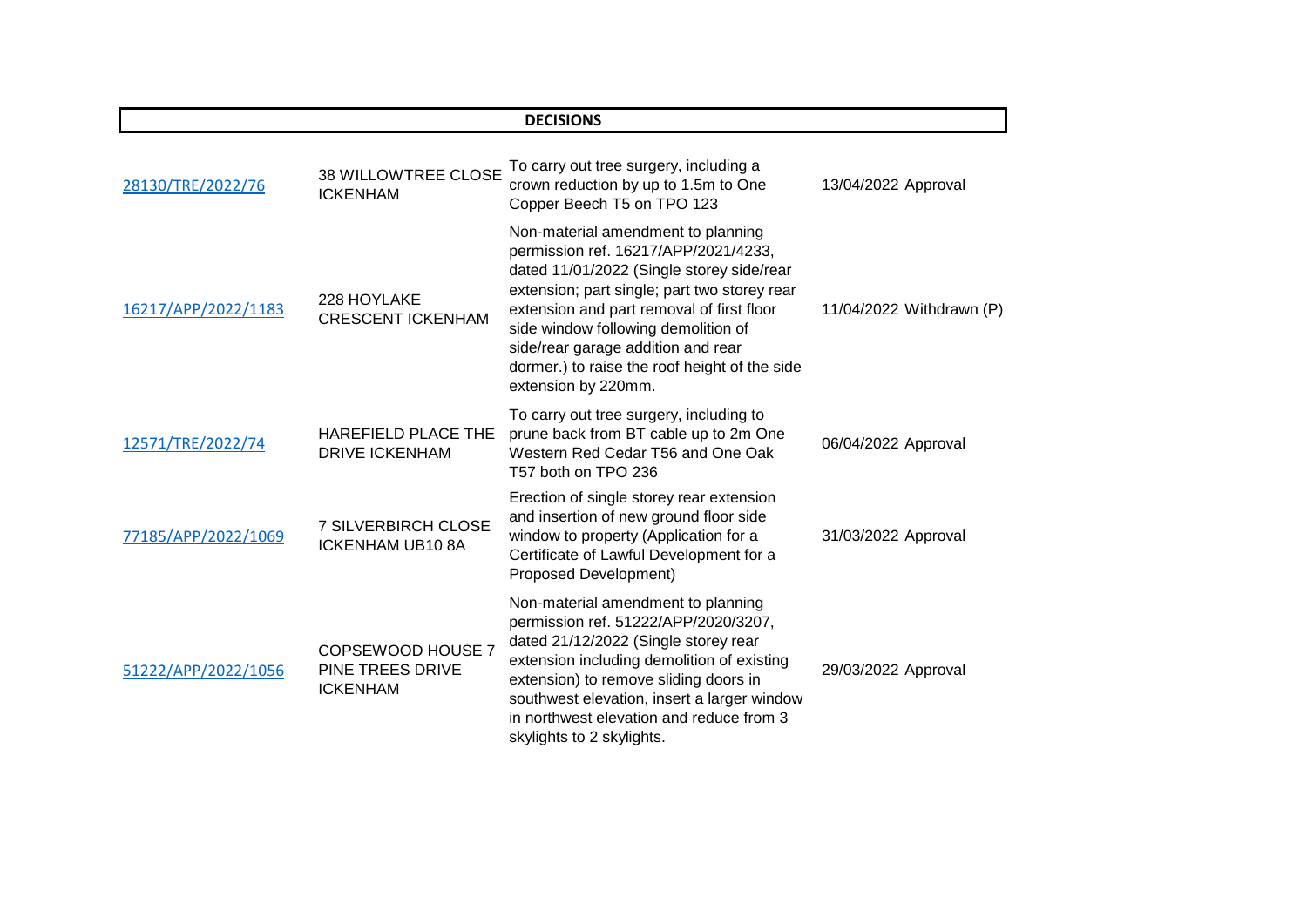## DECISIONS

| | | | | |
|---|---|---|---|---|
| 28130/TRE/2022/76 | 38 WILLOWTREE CLOSE ICKENHAM | To carry out tree surgery, including a crown reduction by up to 1.5m to One Copper Beech T5 on TPO 123 | 13/04/2022 | Approval |
| 16217/APP/2022/1183 | 228 HOYLAKE CRESCENT ICKENHAM | Non-material amendment to planning permission ref. 16217/APP/2021/4233, dated 11/01/2022 (Single storey side/rear extension; part single; part two storey rear extension and part removal of first floor side window following demolition of side/rear garage addition and rear dormer.) to raise the roof height of the side extension by 220mm. | 11/04/2022 | Withdrawn (P) |
| 12571/TRE/2022/74 | HAREFIELD PLACE THE DRIVE ICKENHAM | To carry out tree surgery, including to prune back from BT cable up to 2m One Western Red Cedar T56 and One Oak T57 both on TPO 236 | 06/04/2022 | Approval |
| 77185/APP/2022/1069 | 7 SILVERBIRCH CLOSE ICKENHAM UB10 8A | Erection of single storey rear extension and insertion of new ground floor side window to property (Application for a Certificate of Lawful Development for a Proposed Development) | 31/03/2022 | Approval |
| 51222/APP/2022/1056 | COPSEWOOD HOUSE 7 PINE TREES DRIVE ICKENHAM | Non-material amendment to planning permission ref. 51222/APP/2020/3207, dated 21/12/2022 (Single storey rear extension including demolition of existing extension) to remove sliding doors in southwest elevation, insert a larger window in northwest elevation and reduce from 3 skylights to 2 skylights. | 29/03/2022 | Approval |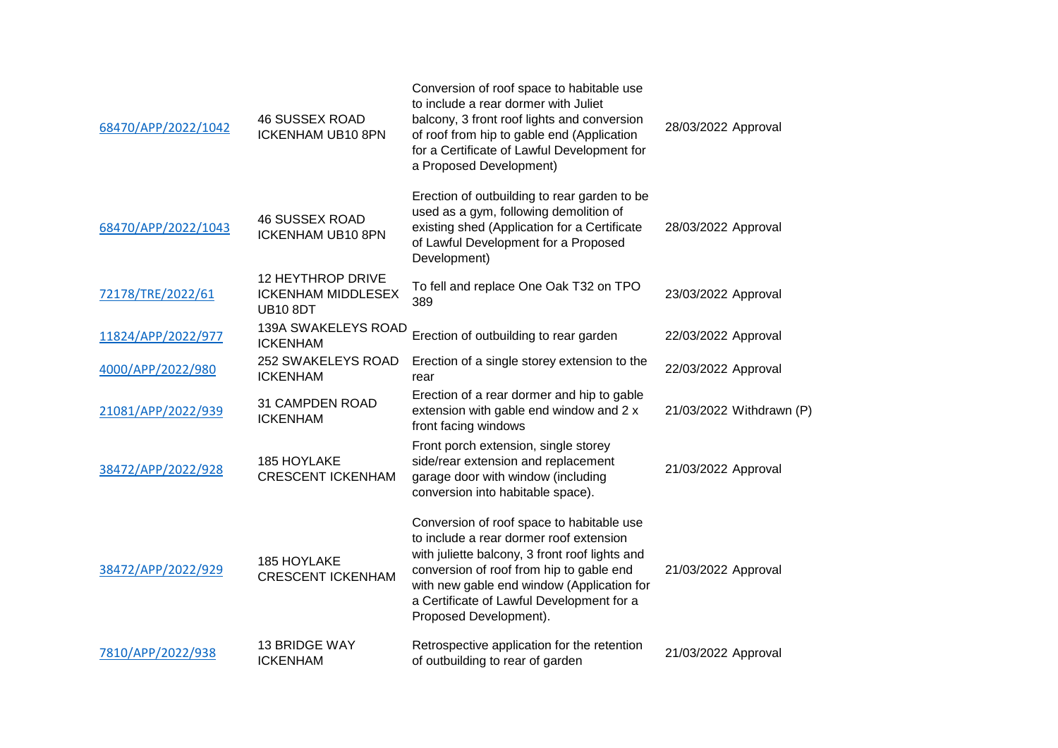| | | | | |
|---|---|---|---|---|
| 68470/APP/2022/1042 | 46 SUSSEX ROAD ICKENHAM UB10 8PN | Conversion of roof space to habitable use to include a rear dormer with Juliet balcony, 3 front roof lights and conversion of roof from hip to gable end (Application for a Certificate of Lawful Development for a Proposed Development) | 28/03/2022 | Approval |
| 68470/APP/2022/1043 | 46 SUSSEX ROAD ICKENHAM UB10 8PN | Erection of outbuilding to rear garden to be used as a gym, following demolition of existing shed (Application for a Certificate of Lawful Development for a Proposed Development) | 28/03/2022 | Approval |
| 72178/TRE/2022/61 | 12 HEYTHROP DRIVE ICKENHAM MIDDLESEX UB10 8DT | To fell and replace One Oak T32 on TPO 389 | 23/03/2022 | Approval |
| 11824/APP/2022/977 | 139A SWAKELEYS ROAD ICKENHAM | Erection of outbuilding to rear garden | 22/03/2022 | Approval |
| 4000/APP/2022/980 | 252 SWAKELEYS ROAD ICKENHAM | Erection of a single storey extension to the rear | 22/03/2022 | Approval |
| 21081/APP/2022/939 | 31 CAMPDEN ROAD ICKENHAM | Erection of a rear dormer and hip to gable extension with gable end window and 2 x front facing windows | 21/03/2022 | Withdrawn (P) |
| 38472/APP/2022/928 | 185 HOYLAKE CRESCENT ICKENHAM | Front porch extension, single storey side/rear extension and replacement garage door with window (including conversion into habitable space). | 21/03/2022 | Approval |
| 38472/APP/2022/929 | 185 HOYLAKE CRESCENT ICKENHAM | Conversion of roof space to habitable use to include a rear dormer roof extension with juliette balcony, 3 front roof lights and conversion of roof from hip to gable end with new gable end window (Application for a Certificate of Lawful Development for a Proposed Development). | 21/03/2022 | Approval |
| 7810/APP/2022/938 | 13 BRIDGE WAY ICKENHAM | Retrospective application for the retention of outbuilding to rear of garden | 21/03/2022 | Approval |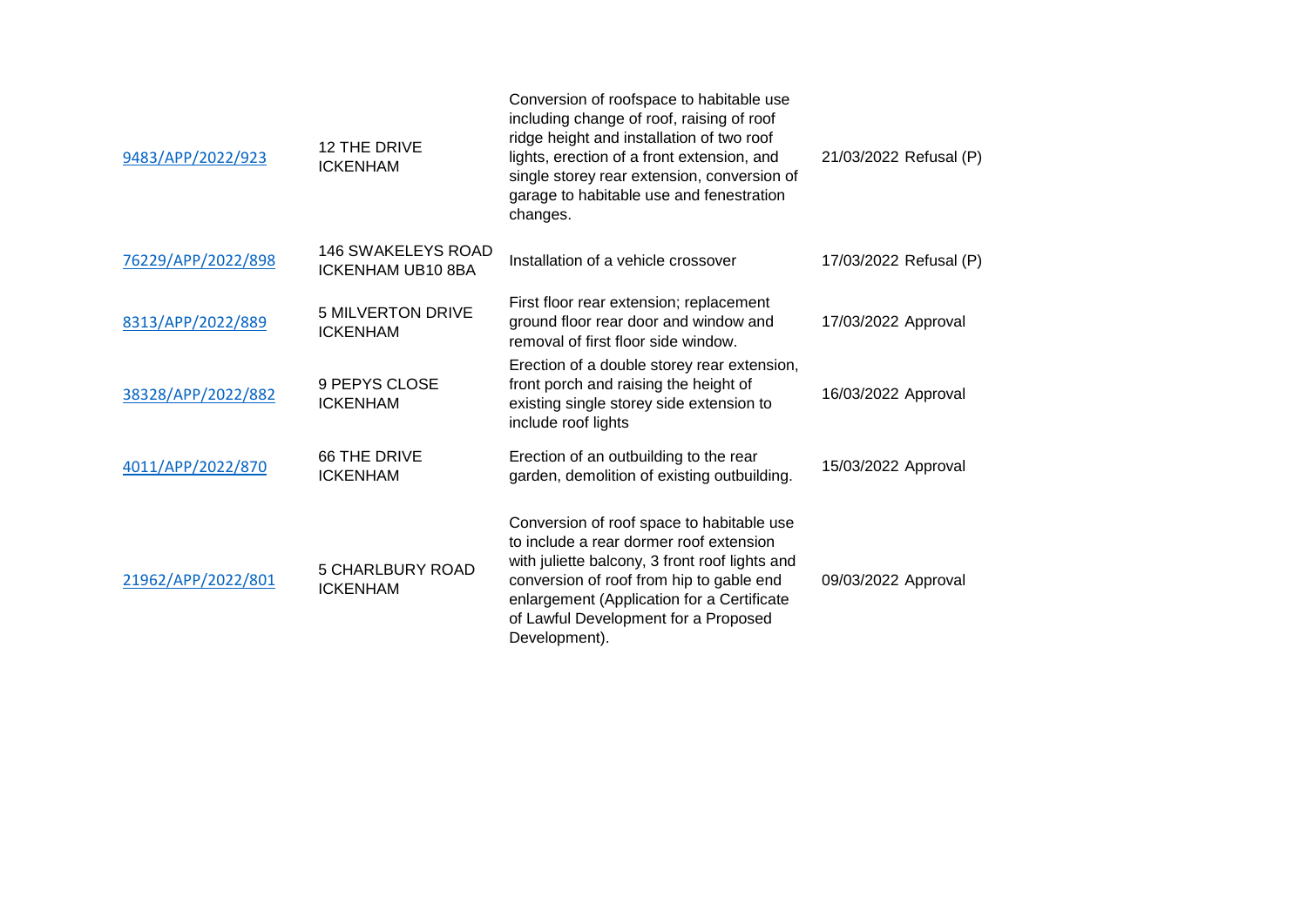| | | | | |
|---|---|---|---|---|
| 9483/APP/2022/923 | 12 THE DRIVE ICKENHAM | Conversion of roofspace to habitable use including change of roof, raising of roof ridge height and installation of two roof lights, erection of a front extension, and single storey rear extension, conversion of garage to habitable use and fenestration changes. | 21/03/2022 | Refusal (P) |
| 76229/APP/2022/898 | 146 SWAKELEYS ROAD ICKENHAM UB10 8BA | Installation of a vehicle crossover | 17/03/2022 | Refusal (P) |
| 8313/APP/2022/889 | 5 MILVERTON DRIVE ICKENHAM | First floor rear extension; replacement ground floor rear door and window and removal of first floor side window. | 17/03/2022 | Approval |
| 38328/APP/2022/882 | 9 PEPYS CLOSE ICKENHAM | Erection of a double storey rear extension, front porch and raising the height of existing single storey side extension to include roof lights | 16/03/2022 | Approval |
| 4011/APP/2022/870 | 66 THE DRIVE ICKENHAM | Erection of an outbuilding to the rear garden, demolition of existing outbuilding. | 15/03/2022 | Approval |
| 21962/APP/2022/801 | 5 CHARLBURY ROAD ICKENHAM | Conversion of roof space to habitable use to include a rear dormer roof extension with juliette balcony, 3 front roof lights and conversion of roof from hip to gable end enlargement (Application for a Certificate of Lawful Development for a Proposed Development). | 09/03/2022 | Approval |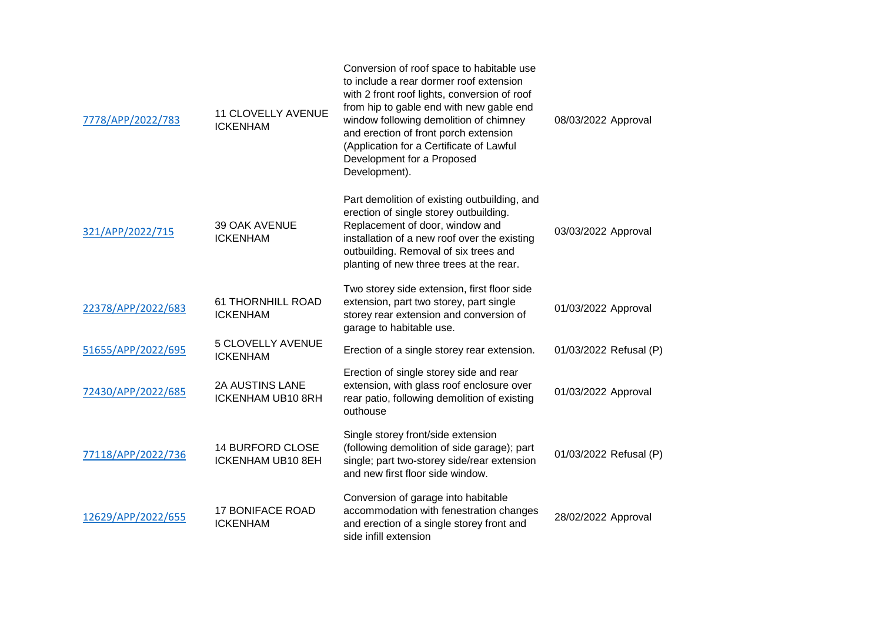| | | | | |
|---|---|---|---|---|
| 7778/APP/2022/783 | 11 CLOVELLY AVENUE ICKENHAM | Conversion of roof space to habitable use to include a rear dormer roof extension with 2 front roof lights, conversion of roof from hip to gable end with new gable end window following demolition of chimney and erection of front porch extension (Application for a Certificate of Lawful Development for a Proposed Development). | 08/03/2022 | Approval |
| 321/APP/2022/715 | 39 OAK AVENUE ICKENHAM | Part demolition of existing outbuilding, and erection of single storey outbuilding. Replacement of door, window and installation of a new roof over the existing outbuilding. Removal of six trees and planting of new three trees at the rear. | 03/03/2022 | Approval |
| 22378/APP/2022/683 | 61 THORNHILL ROAD ICKENHAM | Two storey side extension, first floor side extension, part two storey, part single storey rear extension and conversion of garage to habitable use. | 01/03/2022 | Approval |
| 51655/APP/2022/695 | 5 CLOVELLY AVENUE ICKENHAM | Erection of a single storey rear extension. | 01/03/2022 | Refusal (P) |
| 72430/APP/2022/685 | 2A AUSTINS LANE ICKENHAM UB10 8RH | Erection of single storey side and rear extension, with glass roof enclosure over rear patio, following demolition of existing outhouse | 01/03/2022 | Approval |
| 77118/APP/2022/736 | 14 BURFORD CLOSE ICKENHAM UB10 8EH | Single storey front/side extension (following demolition of side garage); part single; part two-storey side/rear extension and new first floor side window. | 01/03/2022 | Refusal (P) |
| 12629/APP/2022/655 | 17 BONIFACE ROAD ICKENHAM | Conversion of garage into habitable accommodation with fenestration changes and erection of a single storey front and side infill extension | 28/02/2022 | Approval |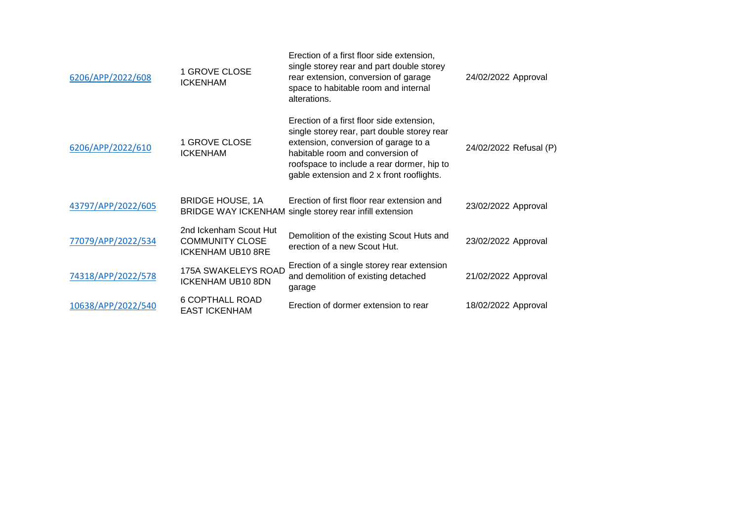| | | | | |
|---|---|---|---|---|
| 6206/APP/2022/608 | 1 GROVE CLOSE ICKENHAM | Erection of a first floor side extension, single storey rear and part double storey rear extension, conversion of garage space to habitable room and internal alterations. | 24/02/2022 | Approval |
| 6206/APP/2022/610 | 1 GROVE CLOSE ICKENHAM | Erection of a first floor side extension, single storey rear, part double storey rear extension, conversion of garage to a habitable room and conversion of roofspace to include a rear dormer, hip to gable extension and 2 x front rooflights. | 24/02/2022 | Refusal (P) |
| 43797/APP/2022/605 | BRIDGE HOUSE, 1A BRIDGE WAY ICKENHAM | Erection of first floor rear extension and single storey rear infill extension | 23/02/2022 | Approval |
| 77079/APP/2022/534 | 2nd Ickenham Scout Hut COMMUNITY CLOSE ICKENHAM UB10 8RE | Demolition of the existing Scout Huts and erection of a new Scout Hut. | 23/02/2022 | Approval |
| 74318/APP/2022/578 | 175A SWAKELEYS ROAD ICKENHAM UB10 8DN | Erection of a single storey rear extension and demolition of existing detached garage | 21/02/2022 | Approval |
| 10638/APP/2022/540 | 6 COPTHALL ROAD EAST ICKENHAM | Erection of dormer extension to rear | 18/02/2022 | Approval |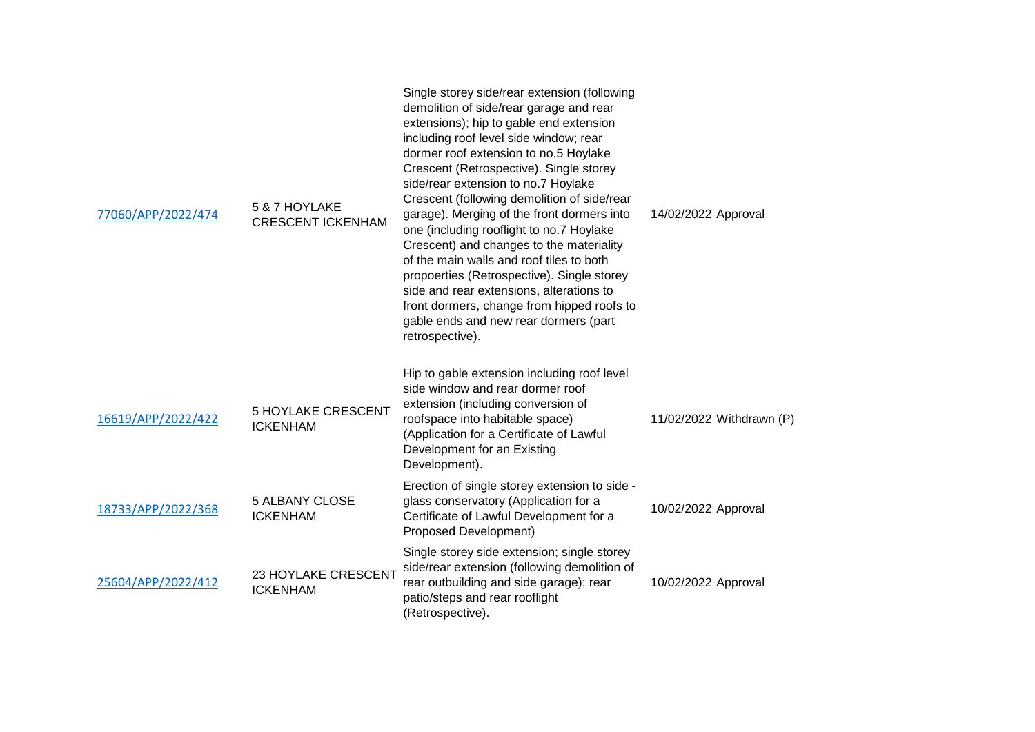| | | | | |
|---|---|---|---|---|
| 77060/APP/2022/474 | 5 & 7 HOYLAKE CRESCENT ICKENHAM | Single storey side/rear extension (following demolition of side/rear garage and rear extensions); hip to gable end extension including roof level side window; rear dormer roof extension to no.5 Hoylake Crescent (Retrospective). Single storey side/rear extension to no.7 Hoylake Crescent (following demolition of side/rear garage). Merging of the front dormers into one (including rooflight to no.7 Hoylake Crescent) and changes to the materiality of the main walls and roof tiles to both propoerties (Retrospective). Single storey side and rear extensions, alterations to front dormers, change from hipped roofs to gable ends and new rear dormers (part retrospective). | 14/02/2022 | Approval |
| 16619/APP/2022/422 | 5 HOYLAKE CRESCENT ICKENHAM | Hip to gable extension including roof level side window and rear dormer roof extension (including conversion of roofspace into habitable space) (Application for a Certificate of Lawful Development for an Existing Development). | 11/02/2022 | Withdrawn (P) |
| 18733/APP/2022/368 | 5 ALBANY CLOSE ICKENHAM | Erection of single storey extension to side - glass conservatory (Application for a Certificate of Lawful Development for a Proposed Development) | 10/02/2022 | Approval |
| 25604/APP/2022/412 | 23 HOYLAKE CRESCENT ICKENHAM | Single storey side extension; single storey side/rear extension (following demolition of rear outbuilding and side garage); rear patio/steps and rear rooflight (Retrospective). | 10/02/2022 | Approval |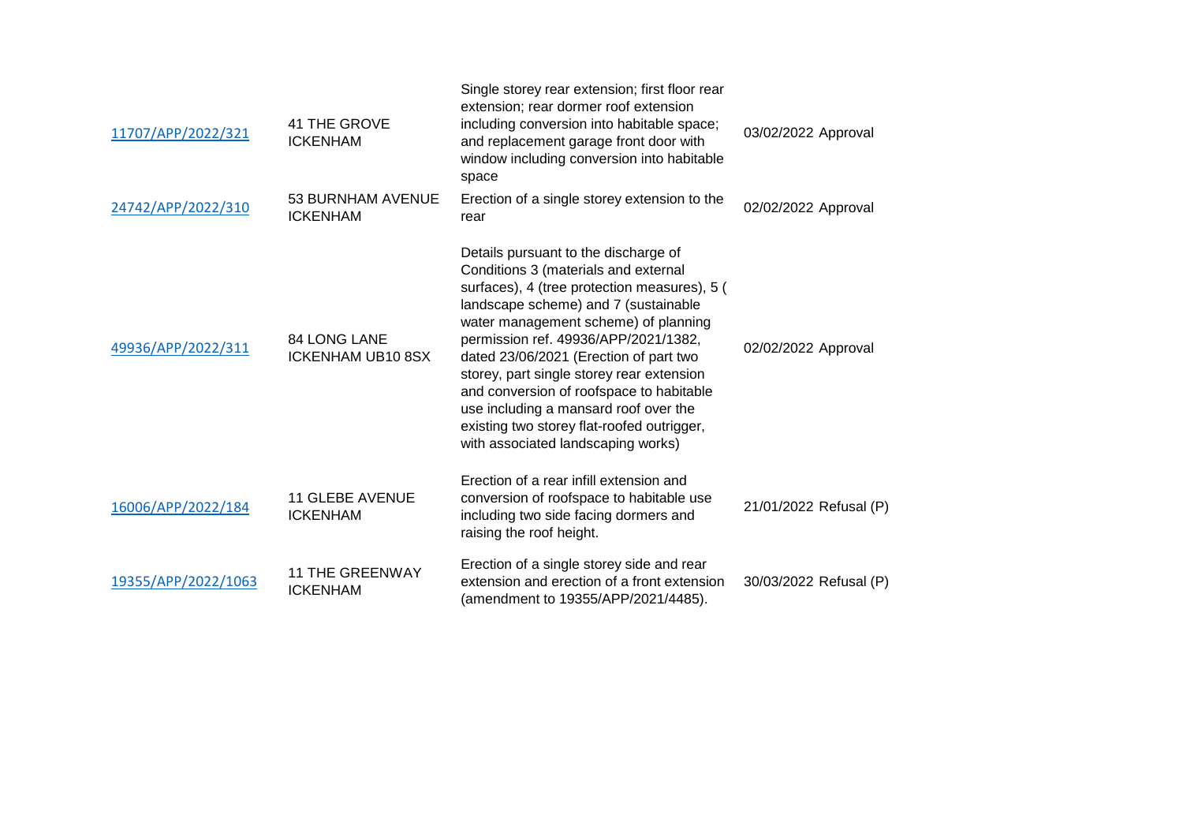| | | | | |
|---|---|---|---|---|
| 11707/APP/2022/321 | 41 THE GROVE ICKENHAM | Single storey rear extension; first floor rear extension; rear dormer roof extension including conversion into habitable space; and replacement garage front door with window including conversion into habitable space | 03/02/2022 | Approval |
| 24742/APP/2022/310 | 53 BURNHAM AVENUE ICKENHAM | Erection of a single storey extension to the rear | 02/02/2022 | Approval |
| 49936/APP/2022/311 | 84 LONG LANE ICKENHAM UB10 8SX | Details pursuant to the discharge of Conditions 3 (materials and external surfaces), 4 (tree protection measures), 5 ( landscape scheme) and 7 (sustainable water management scheme) of planning permission ref. 49936/APP/2021/1382, dated 23/06/2021 (Erection of part two storey, part single storey rear extension and conversion of roofspace to habitable use including a mansard roof over the existing two storey flat-roofed outrigger, with associated landscaping works) | 02/02/2022 | Approval |
| 16006/APP/2022/184 | 11 GLEBE AVENUE ICKENHAM | Erection of a rear infill extension and conversion of roofspace to habitable use including two side facing dormers and raising the roof height. | 21/01/2022 | Refusal (P) |
| 19355/APP/2022/1063 | 11 THE GREENWAY ICKENHAM | Erection of a single storey side and rear extension and erection of a front extension (amendment to 19355/APP/2021/4485). | 30/03/2022 | Refusal (P) |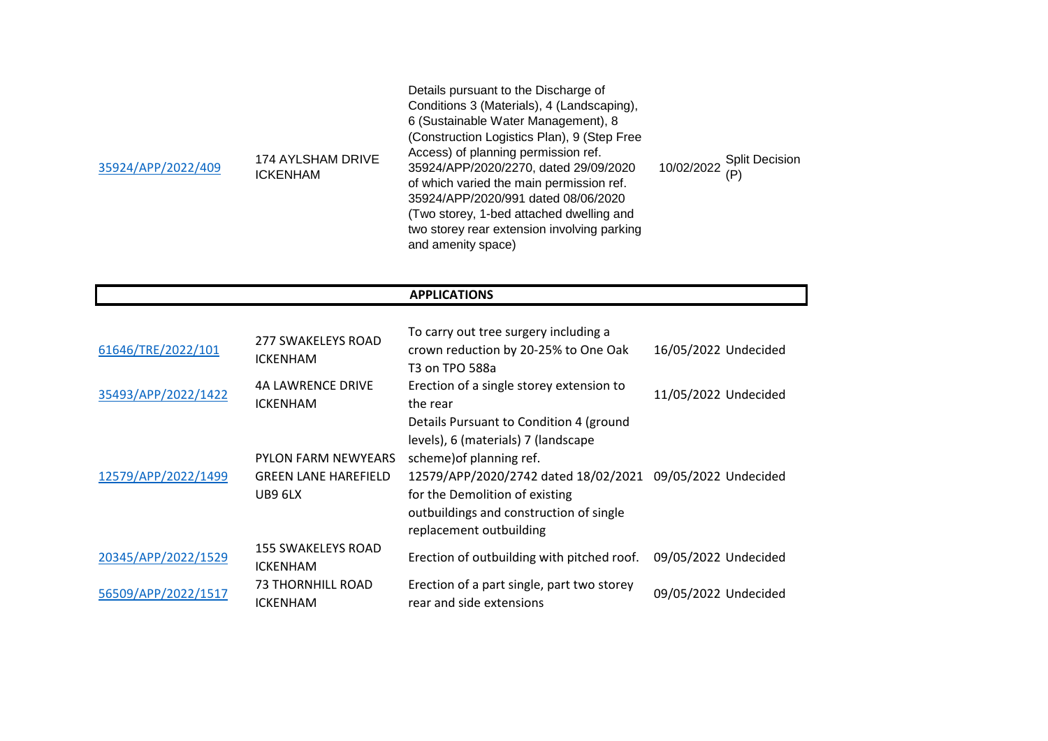| | | | | |
|---|---|---|---|---|
| 35924/APP/2022/409 | 174 AYLSHAM DRIVE ICKENHAM | Details pursuant to the Discharge of Conditions 3 (Materials), 4 (Landscaping), 6 (Sustainable Water Management), 8 (Construction Logistics Plan), 9 (Step Free Access) of planning permission ref. 35924/APP/2020/2270, dated 29/09/2020 of which varied the main permission ref. 35924/APP/2020/991 dated 08/06/2020 (Two storey, 1-bed attached dwelling and two storey rear extension involving parking and amenity space) | 10/02/2022 | Split Decision (P) |

## APPLICATIONS

| | | | | |
|---|---|---|---|---|
| 61646/TRE/2022/101 | 277 SWAKELEYS ROAD ICKENHAM | To carry out tree surgery including a crown reduction by 20-25% to One Oak T3 on TPO 588a | 16/05/2022 | Undecided |
| 35493/APP/2022/1422 | 4A LAWRENCE DRIVE ICKENHAM | Erection of a single storey extension to the rear | 11/05/2022 | Undecided |
| 12579/APP/2022/1499 | PYLON FARM NEWYEARS GREEN LANE HAREFIELD UB9 6LX | Details Pursuant to Condition 4 (ground levels), 6 (materials) 7 (landscape scheme)of planning ref. 12579/APP/2020/2742 dated 18/02/2021 for the Demolition of existing outbuildings and construction of single replacement outbuilding | 09/05/2022 | Undecided |
| 20345/APP/2022/1529 | 155 SWAKELEYS ROAD ICKENHAM | Erection of outbuilding with pitched roof. | 09/05/2022 | Undecided |
| 56509/APP/2022/1517 | 73 THORNHILL ROAD ICKENHAM | Erection of a part single, part two storey rear and side extensions | 09/05/2022 | Undecided |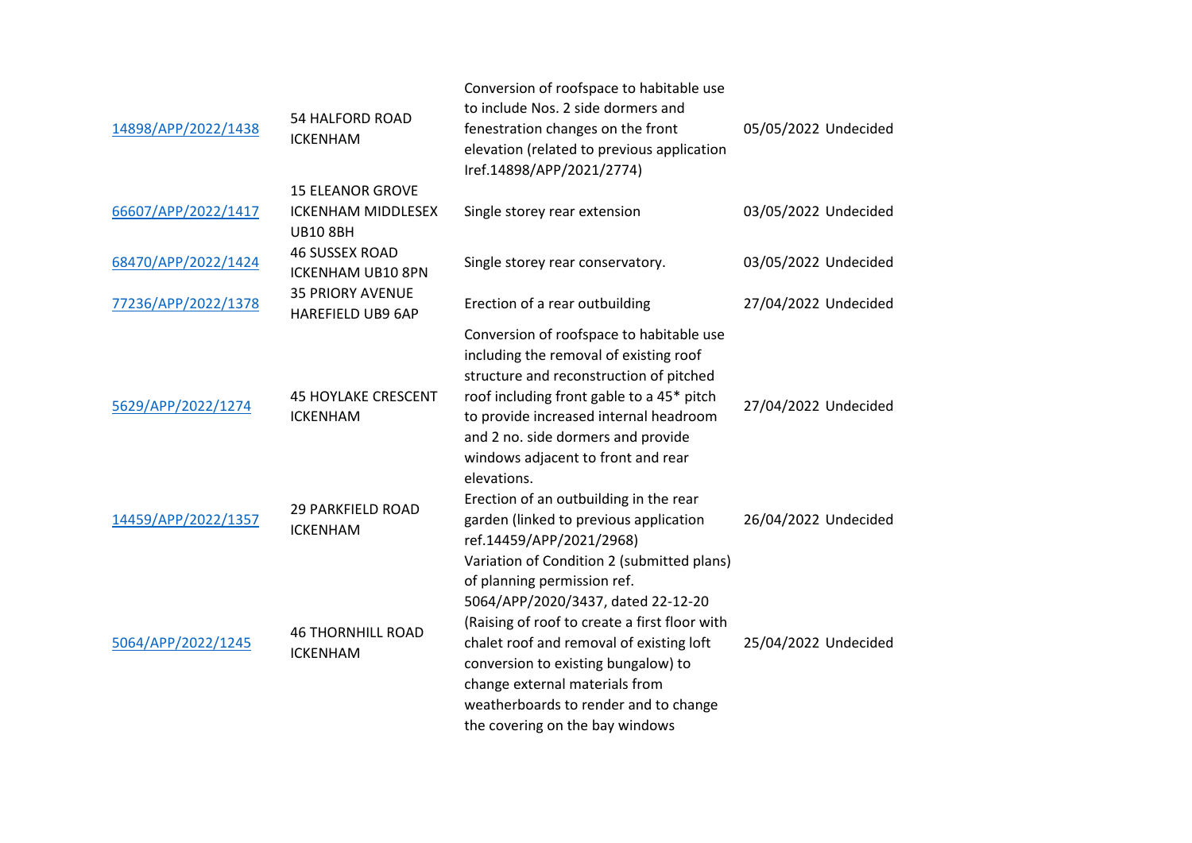| | | | | |
|---|---|---|---|---|
| 14898/APP/2022/1438 | 54 HALFORD ROAD ICKENHAM | Conversion of roofspace to habitable use to include Nos. 2 side dormers and fenestration changes on the front elevation (related to previous application Iref.14898/APP/2021/2774) | 05/05/2022 | Undecided |
| 66607/APP/2022/1417 | 15 ELEANOR GROVE ICKENHAM MIDDLESEX UB10 8BH | Single storey rear extension | 03/05/2022 | Undecided |
| 68470/APP/2022/1424 | 46 SUSSEX ROAD ICKENHAM UB10 8PN | Single storey rear conservatory. | 03/05/2022 | Undecided |
| 77236/APP/2022/1378 | 35 PRIORY AVENUE HAREFIELD UB9 6AP | Erection of a rear outbuilding | 27/04/2022 | Undecided |
| 5629/APP/2022/1274 | 45 HOYLAKE CRESCENT ICKENHAM | Conversion of roofspace to habitable use including the removal of existing roof structure and reconstruction of pitched roof including front gable to a 45* pitch to provide increased internal headroom and 2 no. side dormers and provide windows adjacent to front and rear elevations. | 27/04/2022 | Undecided |
| 14459/APP/2022/1357 | 29 PARKFIELD ROAD ICKENHAM | Erection of an outbuilding in the rear garden (linked to previous application ref.14459/APP/2021/2968) | 26/04/2022 | Undecided |
| 5064/APP/2022/1245 | 46 THORNHILL ROAD ICKENHAM | Variation of Condition 2 (submitted plans) of planning permission ref. 5064/APP/2020/3437, dated 22-12-20 (Raising of roof to create a first floor with chalet roof and removal of existing loft conversion to existing bungalow) to change external materials from weatherboards to render and to change the covering on the bay windows | 25/04/2022 | Undecided |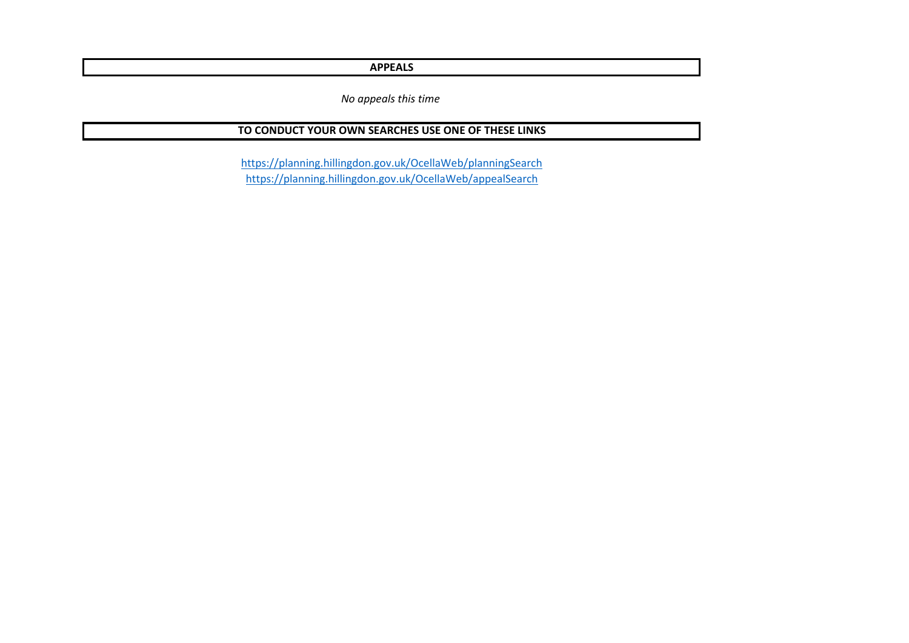## APPEALS

*No appeals this time*

## TO CONDUCT YOUR OWN SEARCHES USE ONE OF THESE LINKS

https://planning.hillingdon.gov.uk/OcellaWeb/planningSearch
https://planning.hillingdon.gov.uk/OcellaWeb/appealSearch